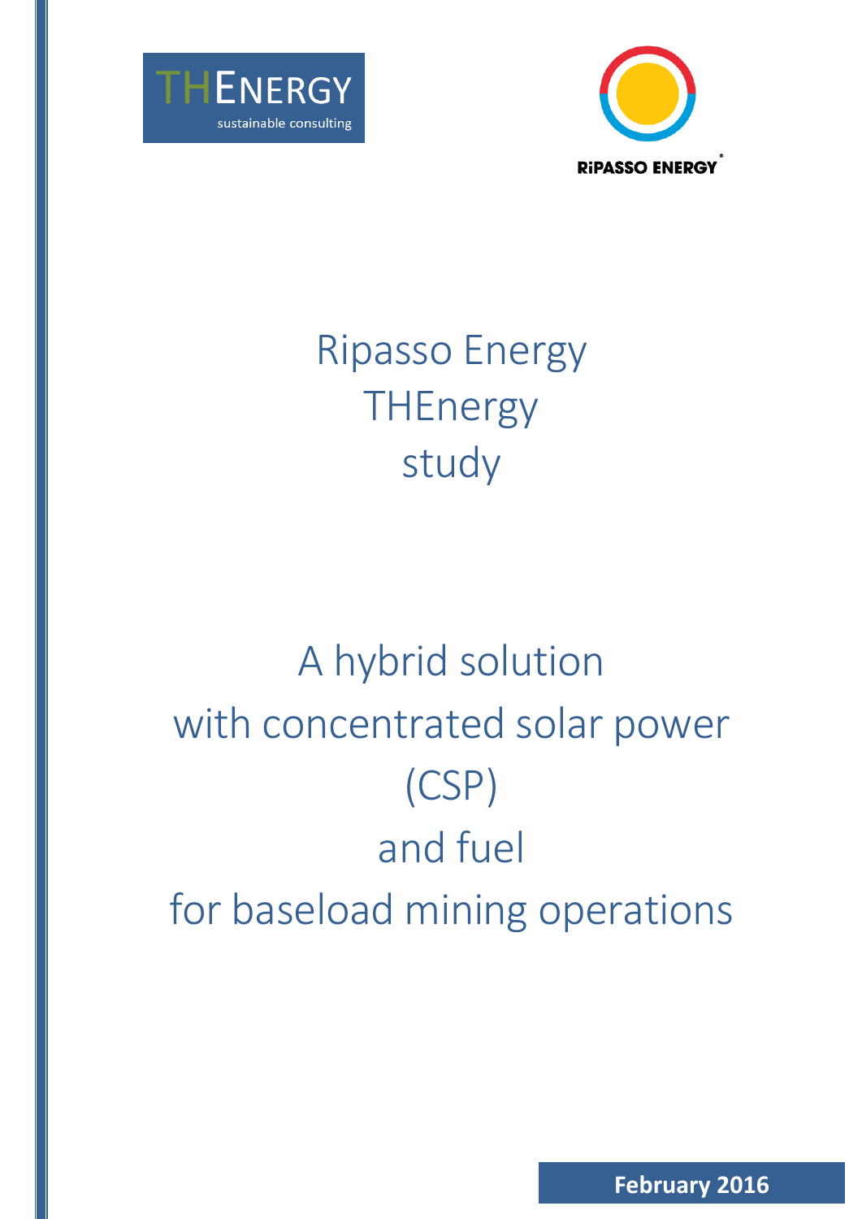THENERGY

sustainable consulting

RIPASSO ENERGY

# Ripasso Energy THEnergy study

# A hybrid solution with concentrated solar power (CSP) and fuel for baseload mining operations

**February 2016**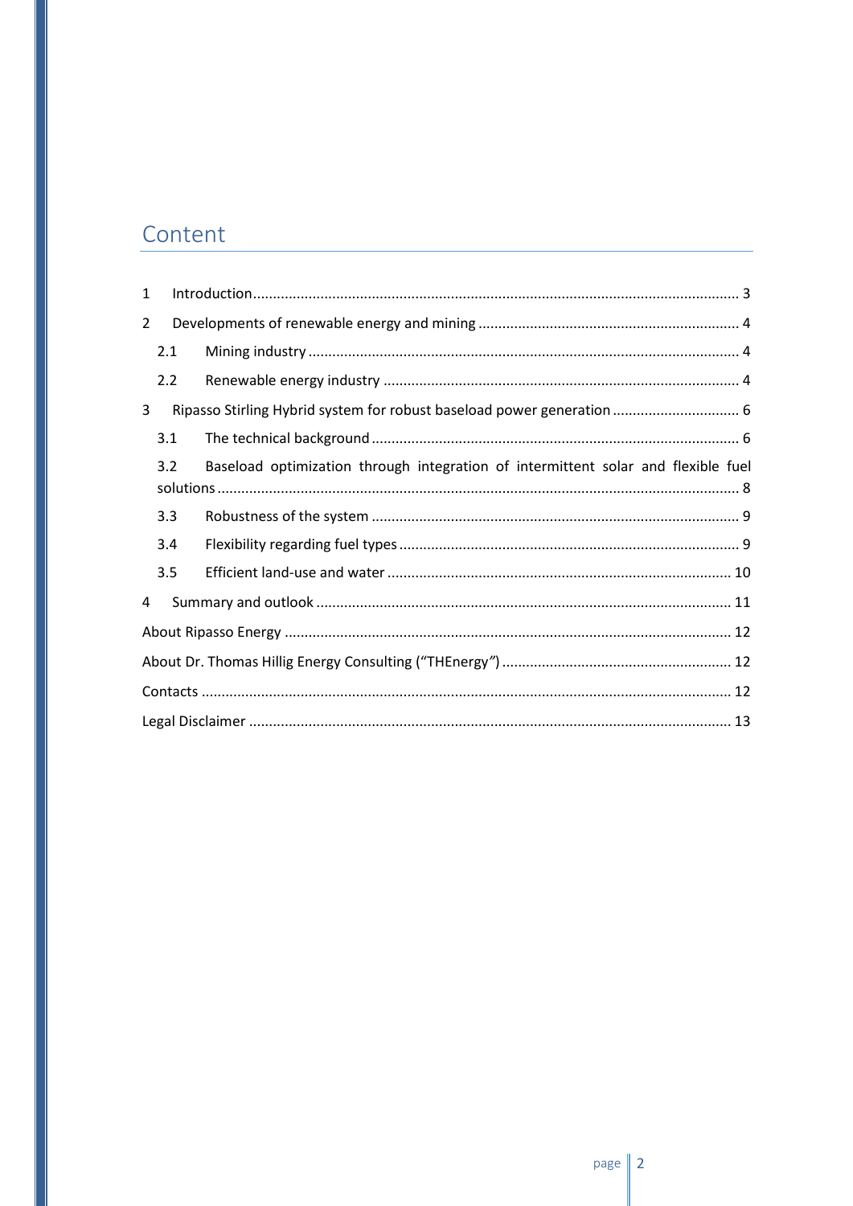# Content

1 Introduction ........................................................................................................................ 3

2 Developments of renewable energy and mining ................................................................. 4

2.1 Mining industry ........................................................................................................... 4

2.2 Renewable energy industry ........................................................................................ 4

3 Ripasso Stirling Hybrid system for robust baseload power generation ................................ 6

3.1 The technical background ........................................................................................... 6

3.2 Baseload optimization through integration of intermittent solar and flexible fuel solutions ................................................................................................................................. 8

3.3 Robustness of the system ........................................................................................... 9

3.4 Flexibility regarding fuel types .................................................................................... 9

3.5 Efficient land-use and water ..................................................................................... 10

4 Summary and outlook ....................................................................................................... 11

About Ripasso Energy ............................................................................................................... 12

About Dr. Thomas Hillig Energy Consulting ("THEnergy") ......................................................... 12

Contacts .................................................................................................................................... 12

Legal Disclaimer ....................................................................................................................... 13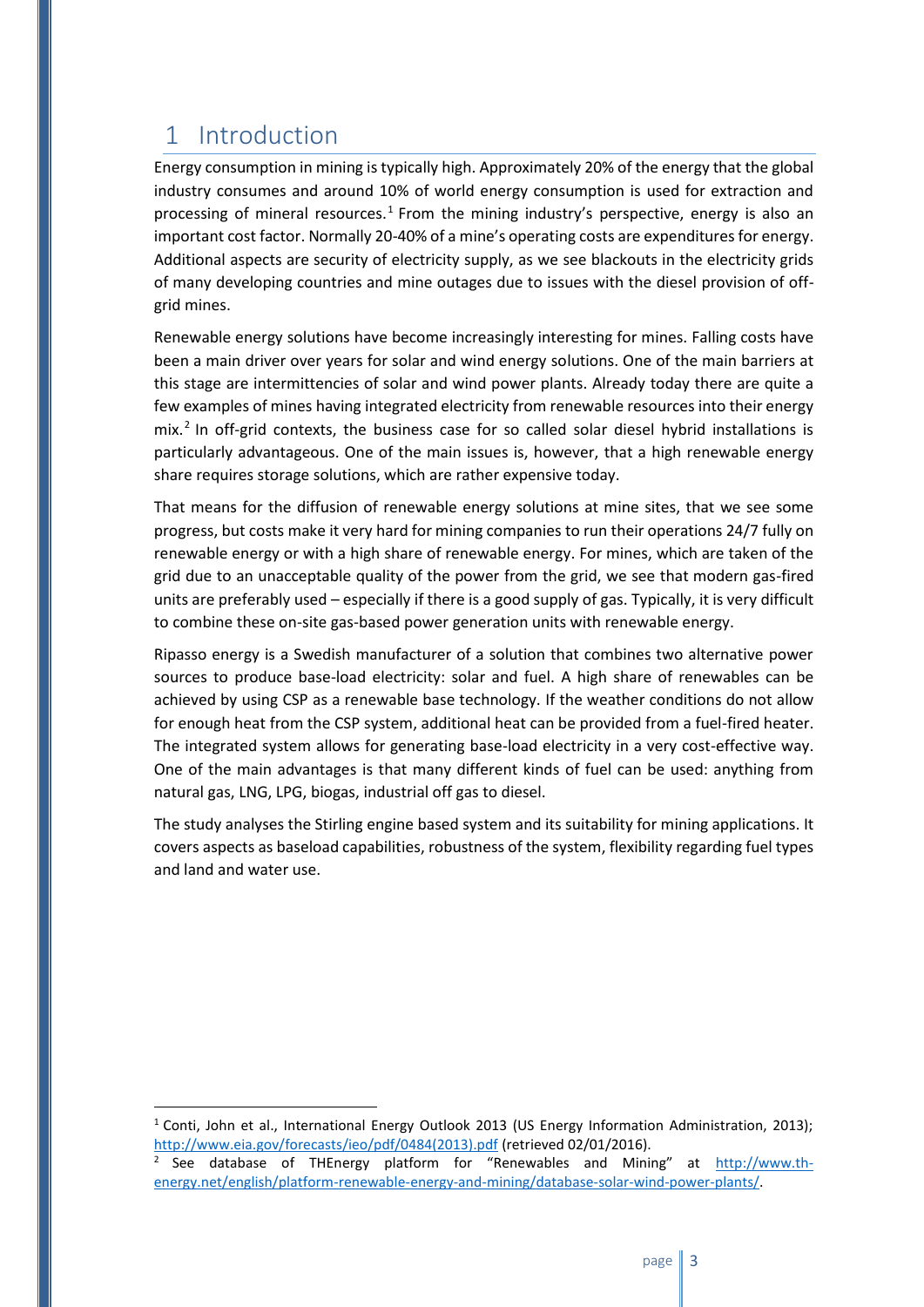# 1 Introduction

Energy consumption in mining is typically high. Approximately 20% of the energy that the global industry consumes and around 10% of world energy consumption is used for extraction and processing of mineral resources.[1] From the mining industry's perspective, energy is also an important cost factor. Normally 20-40% of a mine's operating costs are expenditures for energy. Additional aspects are security of electricity supply, as we see blackouts in the electricity grids of many developing countries and mine outages due to issues with the diesel provision of off-grid mines.

Renewable energy solutions have become increasingly interesting for mines. Falling costs have been a main driver over years for solar and wind energy solutions. One of the main barriers at this stage are intermittencies of solar and wind power plants. Already today there are quite a few examples of mines having integrated electricity from renewable resources into their energy mix.[2] In off-grid contexts, the business case for so called solar diesel hybrid installations is particularly advantageous. One of the main issues is, however, that a high renewable energy share requires storage solutions, which are rather expensive today.

That means for the diffusion of renewable energy solutions at mine sites, that we see some progress, but costs make it very hard for mining companies to run their operations 24/7 fully on renewable energy or with a high share of renewable energy. For mines, which are taken of the grid due to an unacceptable quality of the power from the grid, we see that modern gas-fired units are preferably used – especially if there is a good supply of gas. Typically, it is very difficult to combine these on-site gas-based power generation units with renewable energy.

Ripasso energy is a Swedish manufacturer of a solution that combines two alternative power sources to produce base-load electricity: solar and fuel. A high share of renewables can be achieved by using CSP as a renewable base technology. If the weather conditions do not allow for enough heat from the CSP system, additional heat can be provided from a fuel-fired heater. The integrated system allows for generating base-load electricity in a very cost-effective way. One of the main advantages is that many different kinds of fuel can be used: anything from natural gas, LNG, LPG, biogas, industrial off gas to diesel.

The study analyses the Stirling engine based system and its suitability for mining applications. It covers aspects as baseload capabilities, robustness of the system, flexibility regarding fuel types and land and water use.

---

[1] Conti, John et al., International Energy Outlook 2013 (US Energy Information Administration, 2013); http://www.eia.gov/forecasts/ieo/pdf/0484(2013).pdf (retrieved 02/01/2016).

[2] See database of THEnergy platform for "Renewables and Mining" at http://www.th-energy.net/english/platform-renewable-energy-and-mining/database-solar-wind-power-plants/.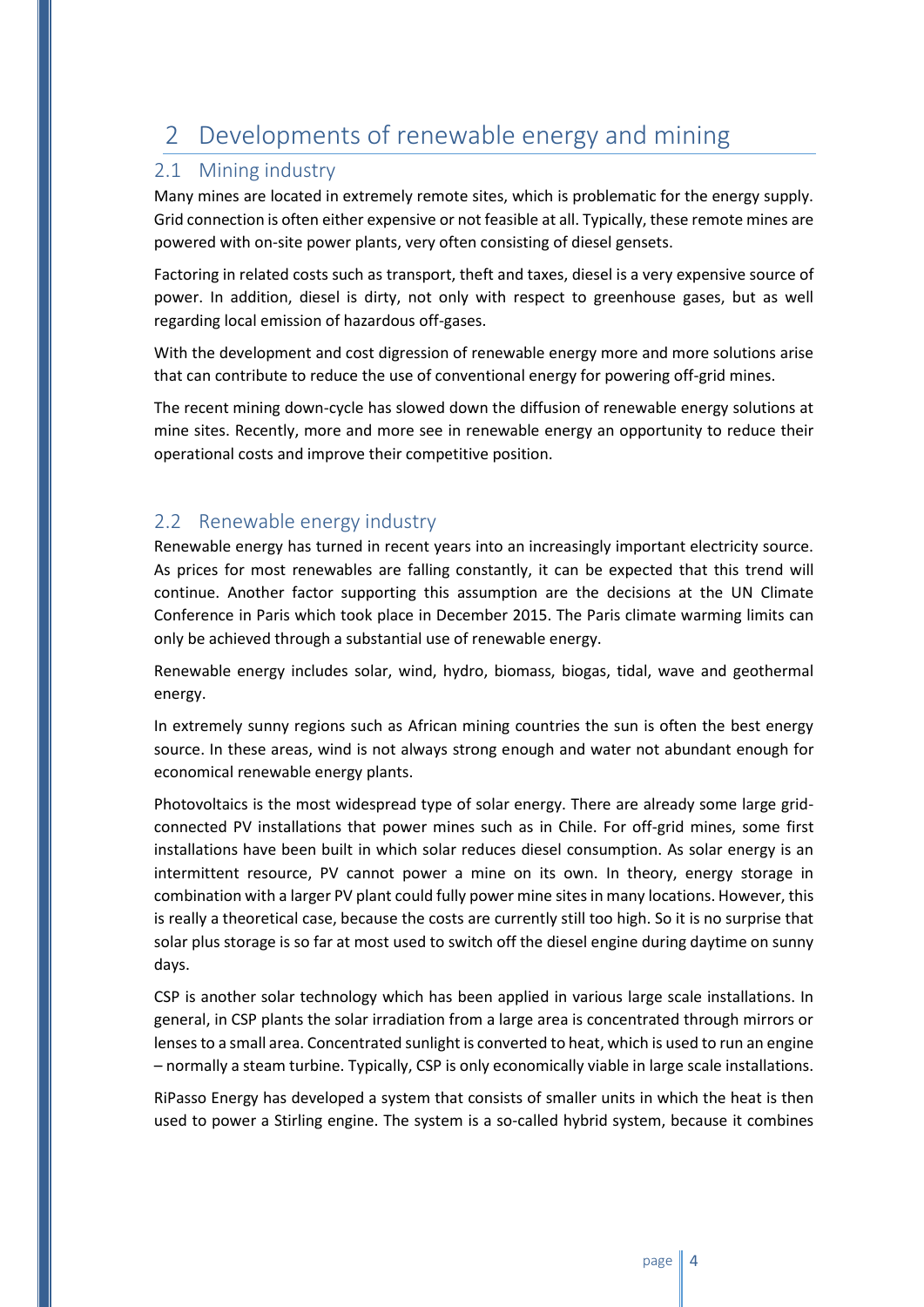# 2 Developments of renewable energy and mining

## 2.1 Mining industry

Many mines are located in extremely remote sites, which is problematic for the energy supply. Grid connection is often either expensive or not feasible at all. Typically, these remote mines are powered with on-site power plants, very often consisting of diesel gensets.

Factoring in related costs such as transport, theft and taxes, diesel is a very expensive source of power. In addition, diesel is dirty, not only with respect to greenhouse gases, but as well regarding local emission of hazardous off-gases.

With the development and cost digression of renewable energy more and more solutions arise that can contribute to reduce the use of conventional energy for powering off-grid mines.

The recent mining down-cycle has slowed down the diffusion of renewable energy solutions at mine sites. Recently, more and more see in renewable energy an opportunity to reduce their operational costs and improve their competitive position.

## 2.2 Renewable energy industry

Renewable energy has turned in recent years into an increasingly important electricity source. As prices for most renewables are falling constantly, it can be expected that this trend will continue. Another factor supporting this assumption are the decisions at the UN Climate Conference in Paris which took place in December 2015. The Paris climate warming limits can only be achieved through a substantial use of renewable energy.

Renewable energy includes solar, wind, hydro, biomass, biogas, tidal, wave and geothermal energy.

In extremely sunny regions such as African mining countries the sun is often the best energy source. In these areas, wind is not always strong enough and water not abundant enough for economical renewable energy plants.

Photovoltaics is the most widespread type of solar energy. There are already some large grid-connected PV installations that power mines such as in Chile. For off-grid mines, some first installations have been built in which solar reduces diesel consumption. As solar energy is an intermittent resource, PV cannot power a mine on its own. In theory, energy storage in combination with a larger PV plant could fully power mine sites in many locations. However, this is really a theoretical case, because the costs are currently still too high. So it is no surprise that solar plus storage is so far at most used to switch off the diesel engine during daytime on sunny days.

CSP is another solar technology which has been applied in various large scale installations. In general, in CSP plants the solar irradiation from a large area is concentrated through mirrors or lenses to a small area. Concentrated sunlight is converted to heat, which is used to run an engine – normally a steam turbine. Typically, CSP is only economically viable in large scale installations.

RiPasso Energy has developed a system that consists of smaller units in which the heat is then used to power a Stirling engine. The system is a so-called hybrid system, because it combines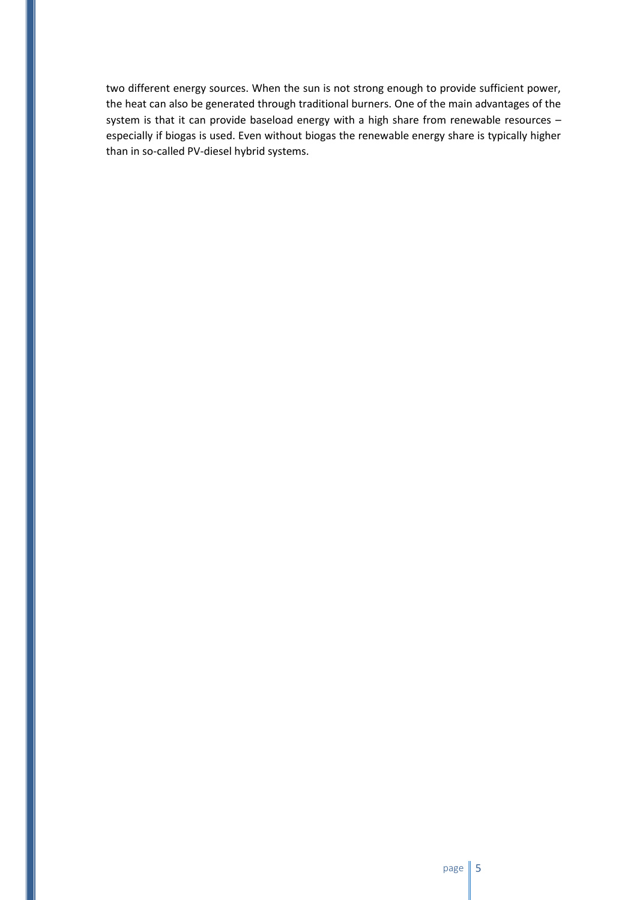two different energy sources. When the sun is not strong enough to provide sufficient power, the heat can also be generated through traditional burners. One of the main advantages of the system is that it can provide baseload energy with a high share from renewable resources – especially if biogas is used. Even without biogas the renewable energy share is typically higher than in so-called PV-diesel hybrid systems.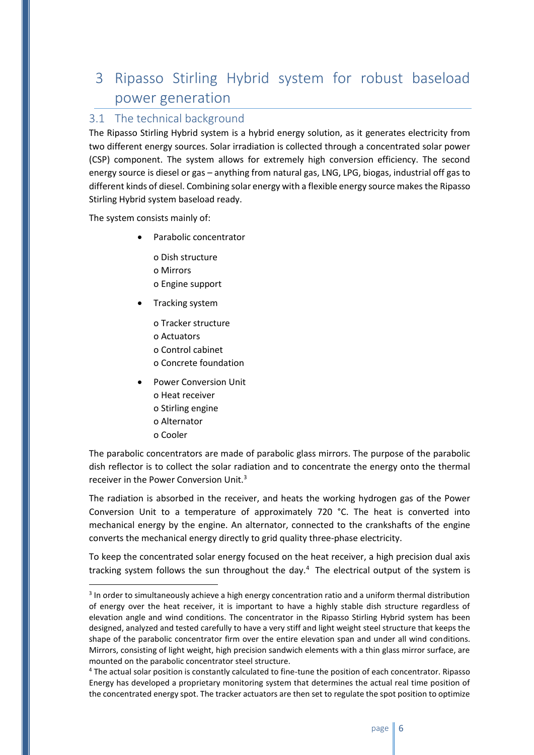# 3 Ripasso Stirling Hybrid system for robust baseload power generation

## 3.1 The technical background

The Ripasso Stirling Hybrid system is a hybrid energy solution, as it generates electricity from two different energy sources. Solar irradiation is collected through a concentrated solar power (CSP) component. The system allows for extremely high conversion efficiency. The second energy source is diesel or gas – anything from natural gas, LNG, LPG, biogas, industrial off gas to different kinds of diesel. Combining solar energy with a flexible energy source makes the Ripasso Stirling Hybrid system baseload ready.

The system consists mainly of:

- Parabolic concentrator
  - o Dish structure
  - o Mirrors
  - o Engine support
- Tracking system
  - o Tracker structure
  - o Actuators
  - o Control cabinet
  - o Concrete foundation
- Power Conversion Unit
  - o Heat receiver
  - o Stirling engine
  - o Alternator
  - o Cooler

The parabolic concentrators are made of parabolic glass mirrors. The purpose of the parabolic dish reflector is to collect the solar radiation and to concentrate the energy onto the thermal receiver in the Power Conversion Unit.[3]

The radiation is absorbed in the receiver, and heats the working hydrogen gas of the Power Conversion Unit to a temperature of approximately 720 °C. The heat is converted into mechanical energy by the engine. An alternator, connected to the crankshafts of the engine converts the mechanical energy directly to grid quality three-phase electricity.

To keep the concentrated solar energy focused on the heat receiver, a high precision dual axis tracking system follows the sun throughout the day.[4] The electrical output of the system is

---

[3] In order to simultaneously achieve a high energy concentration ratio and a uniform thermal distribution of energy over the heat receiver, it is important to have a highly stable dish structure regardless of elevation angle and wind conditions. The concentrator in the Ripasso Stirling Hybrid system has been designed, analyzed and tested carefully to have a very stiff and light weight steel structure that keeps the shape of the parabolic concentrator firm over the entire elevation span and under all wind conditions. Mirrors, consisting of light weight, high precision sandwich elements with a thin glass mirror surface, are mounted on the parabolic concentrator steel structure.

[4] The actual solar position is constantly calculated to fine-tune the position of each concentrator. Ripasso Energy has developed a proprietary monitoring system that determines the actual real time position of the concentrated energy spot. The tracker actuators are then set to regulate the spot position to optimize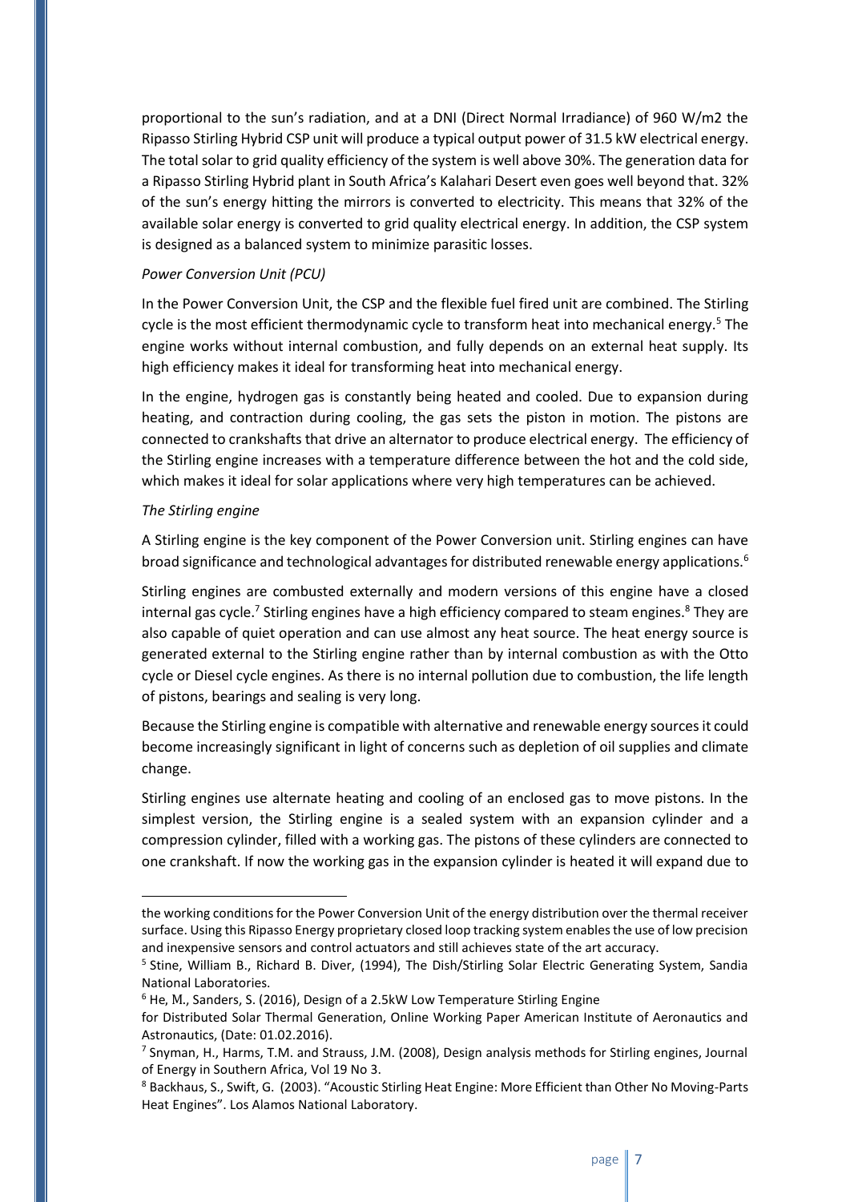proportional to the sun's radiation, and at a DNI (Direct Normal Irradiance) of 960 W/m2 the Ripasso Stirling Hybrid CSP unit will produce a typical output power of 31.5 kW electrical energy. The total solar to grid quality efficiency of the system is well above 30%. The generation data for a Ripasso Stirling Hybrid plant in South Africa's Kalahari Desert even goes well beyond that. 32% of the sun's energy hitting the mirrors is converted to electricity. This means that 32% of the available solar energy is converted to grid quality electrical energy. In addition, the CSP system is designed as a balanced system to minimize parasitic losses.

*Power Conversion Unit (PCU)*

In the Power Conversion Unit, the CSP and the flexible fuel fired unit are combined. The Stirling cycle is the most efficient thermodynamic cycle to transform heat into mechanical energy.[5] The engine works without internal combustion, and fully depends on an external heat supply. Its high efficiency makes it ideal for transforming heat into mechanical energy.

In the engine, hydrogen gas is constantly being heated and cooled. Due to expansion during heating, and contraction during cooling, the gas sets the piston in motion. The pistons are connected to crankshafts that drive an alternator to produce electrical energy. The efficiency of the Stirling engine increases with a temperature difference between the hot and the cold side, which makes it ideal for solar applications where very high temperatures can be achieved.

*The Stirling engine*

A Stirling engine is the key component of the Power Conversion unit. Stirling engines can have broad significance and technological advantages for distributed renewable energy applications.[6]

Stirling engines are combusted externally and modern versions of this engine have a closed internal gas cycle.[7] Stirling engines have a high efficiency compared to steam engines.[8] They are also capable of quiet operation and can use almost any heat source. The heat energy source is generated external to the Stirling engine rather than by internal combustion as with the Otto cycle or Diesel cycle engines. As there is no internal pollution due to combustion, the life length of pistons, bearings and sealing is very long.

Because the Stirling engine is compatible with alternative and renewable energy sources it could become increasingly significant in light of concerns such as depletion of oil supplies and climate change.

Stirling engines use alternate heating and cooling of an enclosed gas to move pistons. In the simplest version, the Stirling engine is a sealed system with an expansion cylinder and a compression cylinder, filled with a working gas. The pistons of these cylinders are connected to one crankshaft. If now the working gas in the expansion cylinder is heated it will expand due to

---

the working conditions for the Power Conversion Unit of the energy distribution over the thermal receiver surface. Using this Ripasso Energy proprietary closed loop tracking system enables the use of low precision and inexpensive sensors and control actuators and still achieves state of the art accuracy.

[5] Stine, William B., Richard B. Diver, (1994), The Dish/Stirling Solar Electric Generating System, Sandia National Laboratories.

[6] He, M., Sanders, S. (2016), Design of a 2.5kW Low Temperature Stirling Engine for Distributed Solar Thermal Generation, Online Working Paper American Institute of Aeronautics and Astronautics, (Date: 01.02.2016).

[7] Snyman, H., Harms, T.M. and Strauss, J.M. (2008), Design analysis methods for Stirling engines, Journal of Energy in Southern Africa, Vol 19 No 3.

[8] Backhaus, S., Swift, G. (2003). "Acoustic Stirling Heat Engine: More Efficient than Other No Moving-Parts Heat Engines". Los Alamos National Laboratory.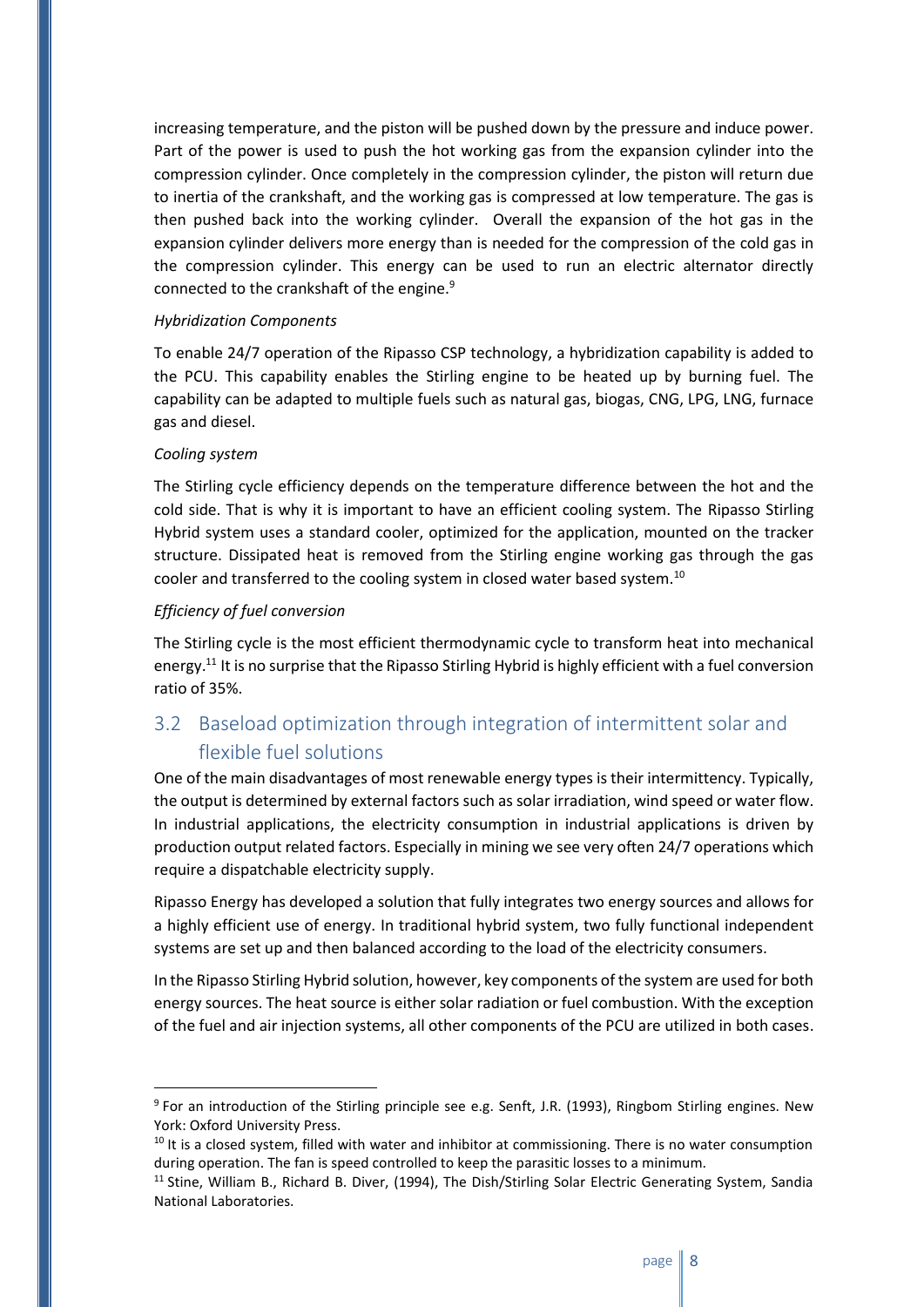increasing temperature, and the piston will be pushed down by the pressure and induce power. Part of the power is used to push the hot working gas from the expansion cylinder into the compression cylinder. Once completely in the compression cylinder, the piston will return due to inertia of the crankshaft, and the working gas is compressed at low temperature. The gas is then pushed back into the working cylinder. Overall the expansion of the hot gas in the expansion cylinder delivers more energy than is needed for the compression of the cold gas in the compression cylinder. This energy can be used to run an electric alternator directly connected to the crankshaft of the engine.[9]

*Hybridization Components*

To enable 24/7 operation of the Ripasso CSP technology, a hybridization capability is added to the PCU. This capability enables the Stirling engine to be heated up by burning fuel. The capability can be adapted to multiple fuels such as natural gas, biogas, CNG, LPG, LNG, furnace gas and diesel.

*Cooling system*

The Stirling cycle efficiency depends on the temperature difference between the hot and the cold side. That is why it is important to have an efficient cooling system. The Ripasso Stirling Hybrid system uses a standard cooler, optimized for the application, mounted on the tracker structure. Dissipated heat is removed from the Stirling engine working gas through the gas cooler and transferred to the cooling system in closed water based system.[10]

*Efficiency of fuel conversion*

The Stirling cycle is the most efficient thermodynamic cycle to transform heat into mechanical energy.[11] It is no surprise that the Ripasso Stirling Hybrid is highly efficient with a fuel conversion ratio of 35%.

## 3.2 Baseload optimization through integration of intermittent solar and flexible fuel solutions

One of the main disadvantages of most renewable energy types is their intermittency. Typically, the output is determined by external factors such as solar irradiation, wind speed or water flow. In industrial applications, the electricity consumption in industrial applications is driven by production output related factors. Especially in mining we see very often 24/7 operations which require a dispatchable electricity supply.

Ripasso Energy has developed a solution that fully integrates two energy sources and allows for a highly efficient use of energy. In traditional hybrid system, two fully functional independent systems are set up and then balanced according to the load of the electricity consumers.

In the Ripasso Stirling Hybrid solution, however, key components of the system are used for both energy sources. The heat source is either solar radiation or fuel combustion. With the exception of the fuel and air injection systems, all other components of the PCU are utilized in both cases.

---

[9] For an introduction of the Stirling principle see e.g. Senft, J.R. (1993), Ringbom Stirling engines. New York: Oxford University Press.

[10] It is a closed system, filled with water and inhibitor at commissioning. There is no water consumption during operation. The fan is speed controlled to keep the parasitic losses to a minimum.

[11] Stine, William B., Richard B. Diver, (1994), The Dish/Stirling Solar Electric Generating System, Sandia National Laboratories.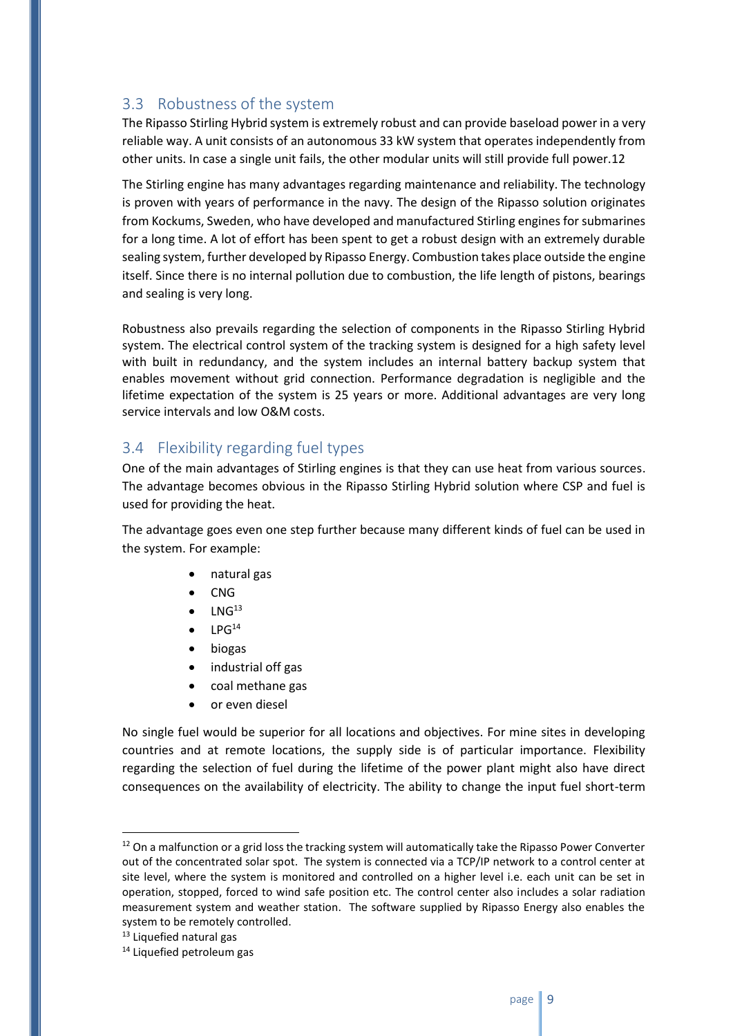## 3.3 Robustness of the system

The Ripasso Stirling Hybrid system is extremely robust and can provide baseload power in a very reliable way. A unit consists of an autonomous 33 kW system that operates independently from other units. In case a single unit fails, the other modular units will still provide full power.12

The Stirling engine has many advantages regarding maintenance and reliability. The technology is proven with years of performance in the navy. The design of the Ripasso solution originates from Kockums, Sweden, who have developed and manufactured Stirling engines for submarines for a long time. A lot of effort has been spent to get a robust design with an extremely durable sealing system, further developed by Ripasso Energy. Combustion takes place outside the engine itself. Since there is no internal pollution due to combustion, the life length of pistons, bearings and sealing is very long.

Robustness also prevails regarding the selection of components in the Ripasso Stirling Hybrid system. The electrical control system of the tracking system is designed for a high safety level with built in redundancy, and the system includes an internal battery backup system that enables movement without grid connection. Performance degradation is negligible and the lifetime expectation of the system is 25 years or more. Additional advantages are very long service intervals and low O&M costs.

## 3.4 Flexibility regarding fuel types

One of the main advantages of Stirling engines is that they can use heat from various sources. The advantage becomes obvious in the Ripasso Stirling Hybrid solution where CSP and fuel is used for providing the heat.

The advantage goes even one step further because many different kinds of fuel can be used in the system. For example:

- natural gas
- CNG
- LNG[13]
- LPG[14]
- biogas
- industrial off gas
- coal methane gas
- or even diesel

No single fuel would be superior for all locations and objectives. For mine sites in developing countries and at remote locations, the supply side is of particular importance. Flexibility regarding the selection of fuel during the lifetime of the power plant might also have direct consequences on the availability of electricity. The ability to change the input fuel short-term

---

[12] On a malfunction or a grid loss the tracking system will automatically take the Ripasso Power Converter out of the concentrated solar spot. The system is connected via a TCP/IP network to a control center at site level, where the system is monitored and controlled on a higher level i.e. each unit can be set in operation, stopped, forced to wind safe position etc. The control center also includes a solar radiation measurement system and weather station. The software supplied by Ripasso Energy also enables the system to be remotely controlled.

[13] Liquefied natural gas

[14] Liquefied petroleum gas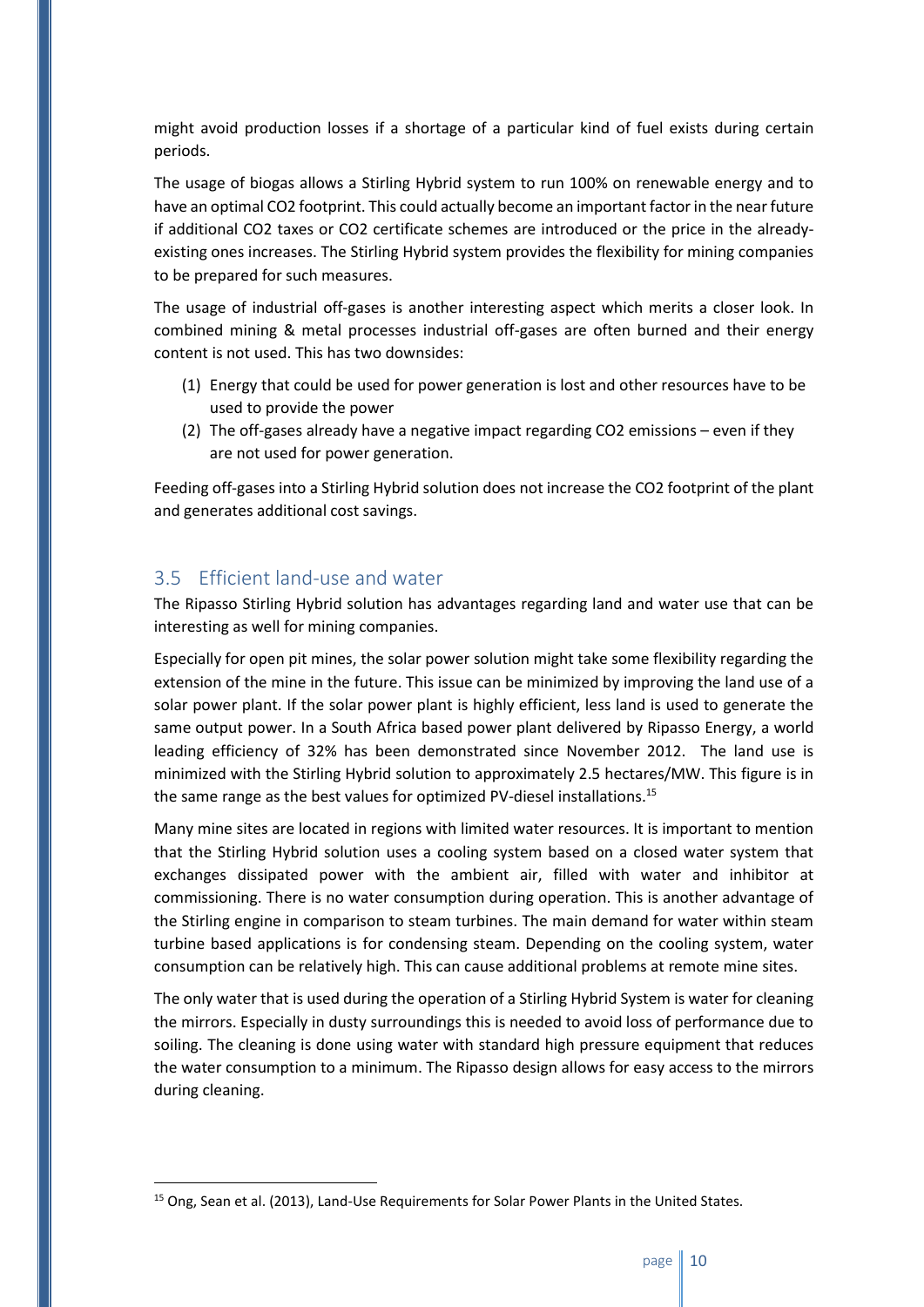might avoid production losses if a shortage of a particular kind of fuel exists during certain periods.

The usage of biogas allows a Stirling Hybrid system to run 100% on renewable energy and to have an optimal $CO_2$ footprint. This could actually become an important factor in the near future if additional $CO_2$ taxes or $CO_2$ certificate schemes are introduced or the price in the already-existing ones increases. The Stirling Hybrid system provides the flexibility for mining companies to be prepared for such measures.

The usage of industrial off-gases is another interesting aspect which merits a closer look. In combined mining & metal processes industrial off-gases are often burned and their energy content is not used. This has two downsides:

(1) Energy that could be used for power generation is lost and other resources have to be used to provide the power

(2) The off-gases already have a negative impact regarding $CO_2$ emissions – even if they are not used for power generation.

Feeding off-gases into a Stirling Hybrid solution does not increase the $CO_2$ footprint of the plant and generates additional cost savings.

## 3.5 Efficient land-use and water

The Ripasso Stirling Hybrid solution has advantages regarding land and water use that can be interesting as well for mining companies.

Especially for open pit mines, the solar power solution might take some flexibility regarding the extension of the mine in the future. This issue can be minimized by improving the land use of a solar power plant. If the solar power plant is highly efficient, less land is used to generate the same output power. In a South Africa based power plant delivered by Ripasso Energy, a world leading efficiency of 32% has been demonstrated since November 2012. The land use is minimized with the Stirling Hybrid solution to approximately 2.5 hectares/MW. This figure is in the same range as the best values for optimized PV-diesel installations.[15]

Many mine sites are located in regions with limited water resources. It is important to mention that the Stirling Hybrid solution uses a cooling system based on a closed water system that exchanges dissipated power with the ambient air, filled with water and inhibitor at commissioning. There is no water consumption during operation. This is another advantage of the Stirling engine in comparison to steam turbines. The main demand for water within steam turbine based applications is for condensing steam. Depending on the cooling system, water consumption can be relatively high. This can cause additional problems at remote mine sites.

The only water that is used during the operation of a Stirling Hybrid System is water for cleaning the mirrors. Especially in dusty surroundings this is needed to avoid loss of performance due to soiling. The cleaning is done using water with standard high pressure equipment that reduces the water consumption to a minimum. The Ripasso design allows for easy access to the mirrors during cleaning.

[15] Ong, Sean et al. (2013), Land-Use Requirements for Solar Power Plants in the United States.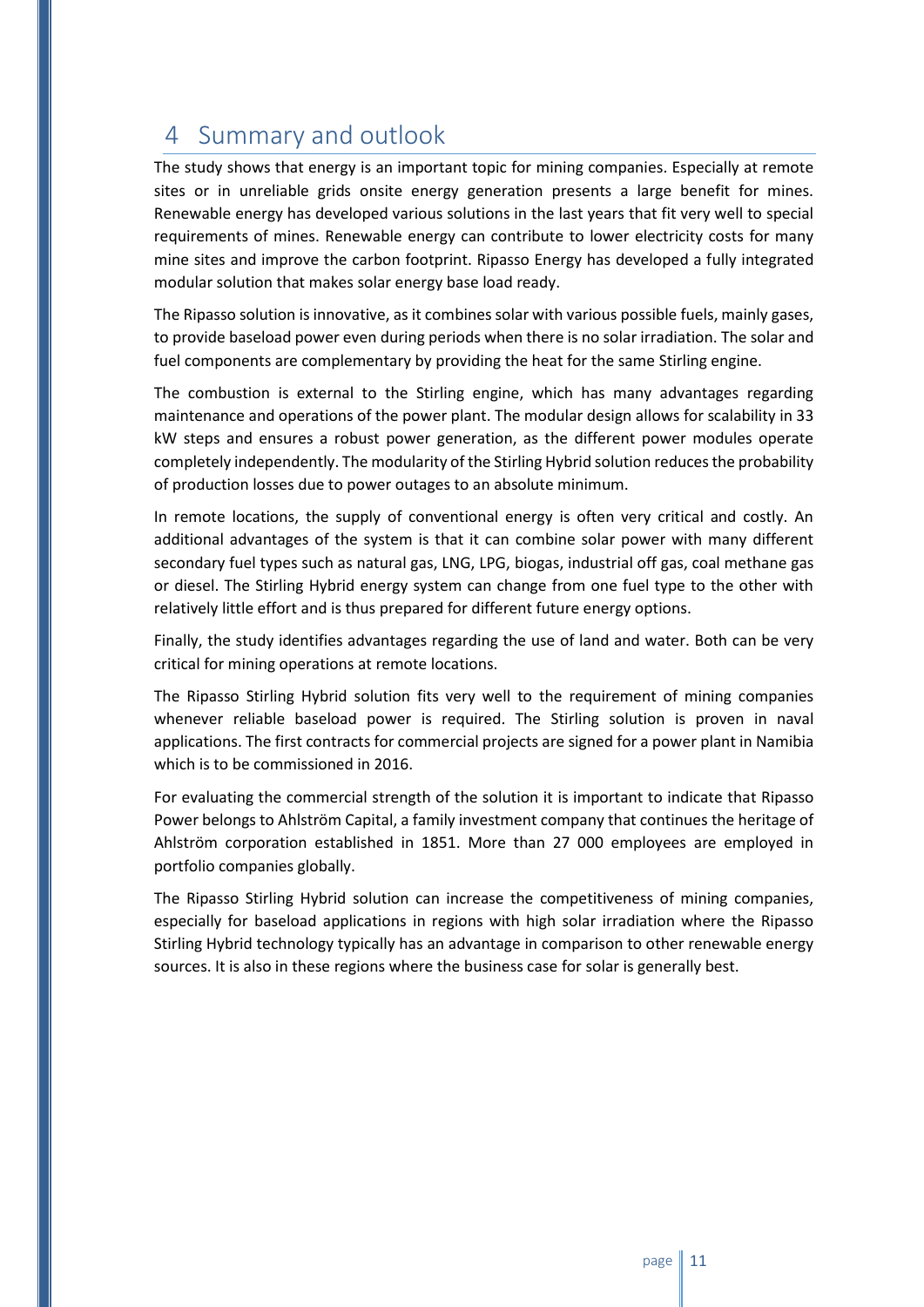# 4 Summary and outlook

The study shows that energy is an important topic for mining companies. Especially at remote sites or in unreliable grids onsite energy generation presents a large benefit for mines. Renewable energy has developed various solutions in the last years that fit very well to special requirements of mines. Renewable energy can contribute to lower electricity costs for many mine sites and improve the carbon footprint. Ripasso Energy has developed a fully integrated modular solution that makes solar energy base load ready.

The Ripasso solution is innovative, as it combines solar with various possible fuels, mainly gases, to provide baseload power even during periods when there is no solar irradiation. The solar and fuel components are complementary by providing the heat for the same Stirling engine.

The combustion is external to the Stirling engine, which has many advantages regarding maintenance and operations of the power plant. The modular design allows for scalability in 33 kW steps and ensures a robust power generation, as the different power modules operate completely independently. The modularity of the Stirling Hybrid solution reduces the probability of production losses due to power outages to an absolute minimum.

In remote locations, the supply of conventional energy is often very critical and costly. An additional advantages of the system is that it can combine solar power with many different secondary fuel types such as natural gas, LNG, LPG, biogas, industrial off gas, coal methane gas or diesel. The Stirling Hybrid energy system can change from one fuel type to the other with relatively little effort and is thus prepared for different future energy options.

Finally, the study identifies advantages regarding the use of land and water. Both can be very critical for mining operations at remote locations.

The Ripasso Stirling Hybrid solution fits very well to the requirement of mining companies whenever reliable baseload power is required. The Stirling solution is proven in naval applications. The first contracts for commercial projects are signed for a power plant in Namibia which is to be commissioned in 2016.

For evaluating the commercial strength of the solution it is important to indicate that Ripasso Power belongs to Ahlström Capital, a family investment company that continues the heritage of Ahlström corporation established in 1851. More than 27 000 employees are employed in portfolio companies globally.

The Ripasso Stirling Hybrid solution can increase the competitiveness of mining companies, especially for baseload applications in regions with high solar irradiation where the Ripasso Stirling Hybrid technology typically has an advantage in comparison to other renewable energy sources. It is also in these regions where the business case for solar is generally best.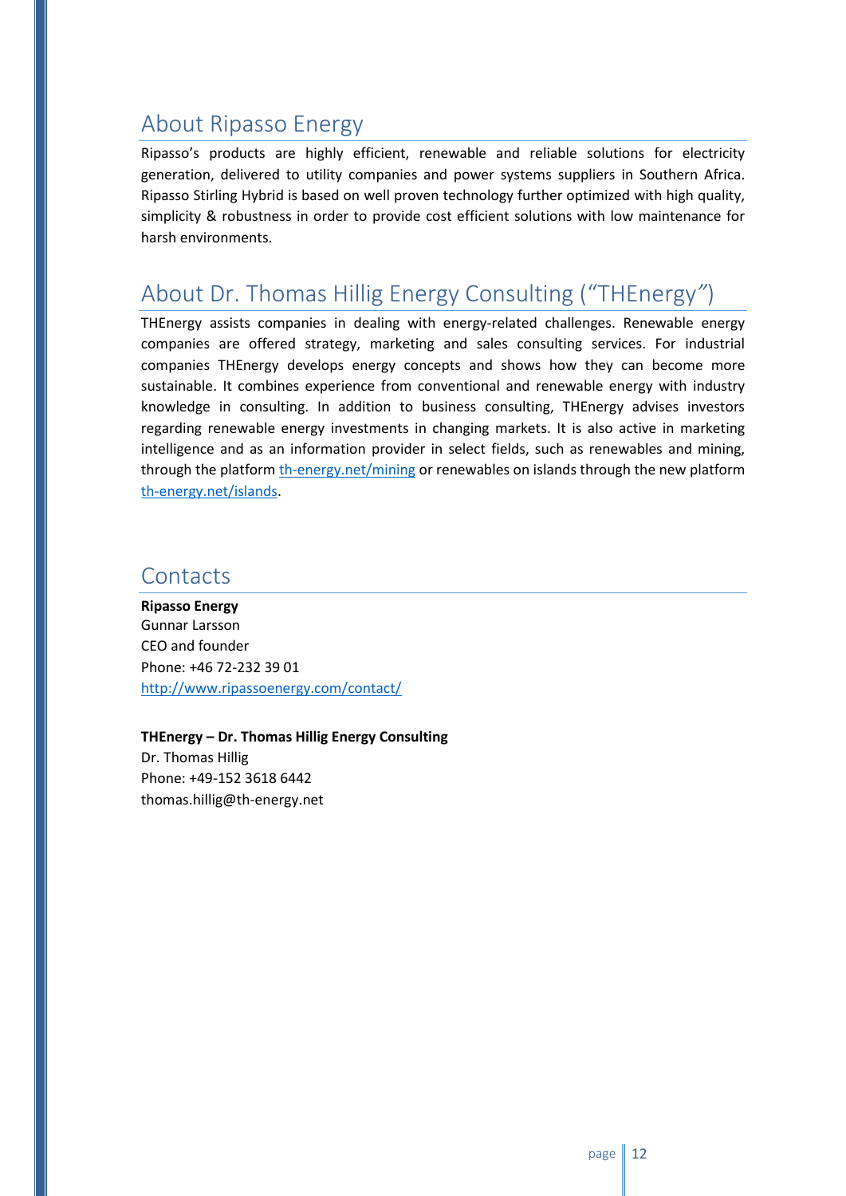## About Ripasso Energy

Ripasso's products are highly efficient, renewable and reliable solutions for electricity generation, delivered to utility companies and power systems suppliers in Southern Africa. Ripasso Stirling Hybrid is based on well proven technology further optimized with high quality, simplicity & robustness in order to provide cost efficient solutions with low maintenance for harsh environments.

## About Dr. Thomas Hillig Energy Consulting ("THEnergy")

THEnergy assists companies in dealing with energy-related challenges. Renewable energy companies are offered strategy, marketing and sales consulting services. For industrial companies THEnergy develops energy concepts and shows how they can become more sustainable. It combines experience from conventional and renewable energy with industry knowledge in consulting. In addition to business consulting, THEnergy advises investors regarding renewable energy investments in changing markets. It is also active in marketing intelligence and as an information provider in select fields, such as renewables and mining, through the platform [th-energy.net/mining](th-energy.net/mining) or renewables on islands through the new platform [th-energy.net/islands](th-energy.net/islands).

## Contacts

**Ripasso Energy**
Gunnar Larsson
CEO and founder
Phone: +46 72-232 39 01
http://www.ripassoenergy.com/contact/

**THEnergy – Dr. Thomas Hillig Energy Consulting**
Dr. Thomas Hillig
Phone: +49-152 3618 6442
thomas.hillig@th-energy.net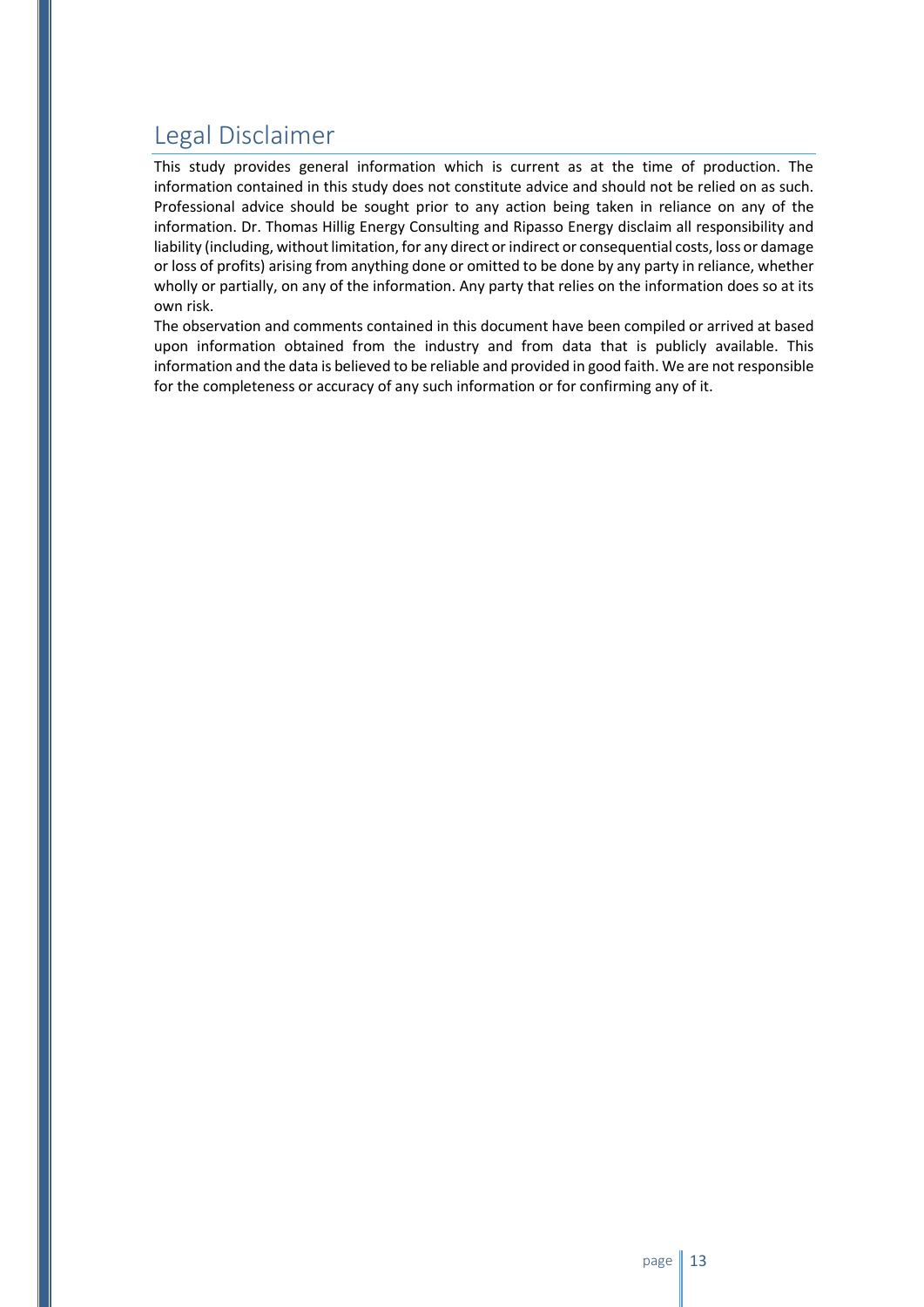## Legal Disclaimer

This study provides general information which is current as at the time of production. The information contained in this study does not constitute advice and should not be relied on as such. Professional advice should be sought prior to any action being taken in reliance on any of the information. Dr. Thomas Hillig Energy Consulting and Ripasso Energy disclaim all responsibility and liability (including, without limitation, for any direct or indirect or consequential costs, loss or damage or loss of profits) arising from anything done or omitted to be done by any party in reliance, whether wholly or partially, on any of the information. Any party that relies on the information does so at its own risk.

The observation and comments contained in this document have been compiled or arrived at based upon information obtained from the industry and from data that is publicly available. This information and the data is believed to be reliable and provided in good faith. We are not responsible for the completeness or accuracy of any such information or for confirming any of it.